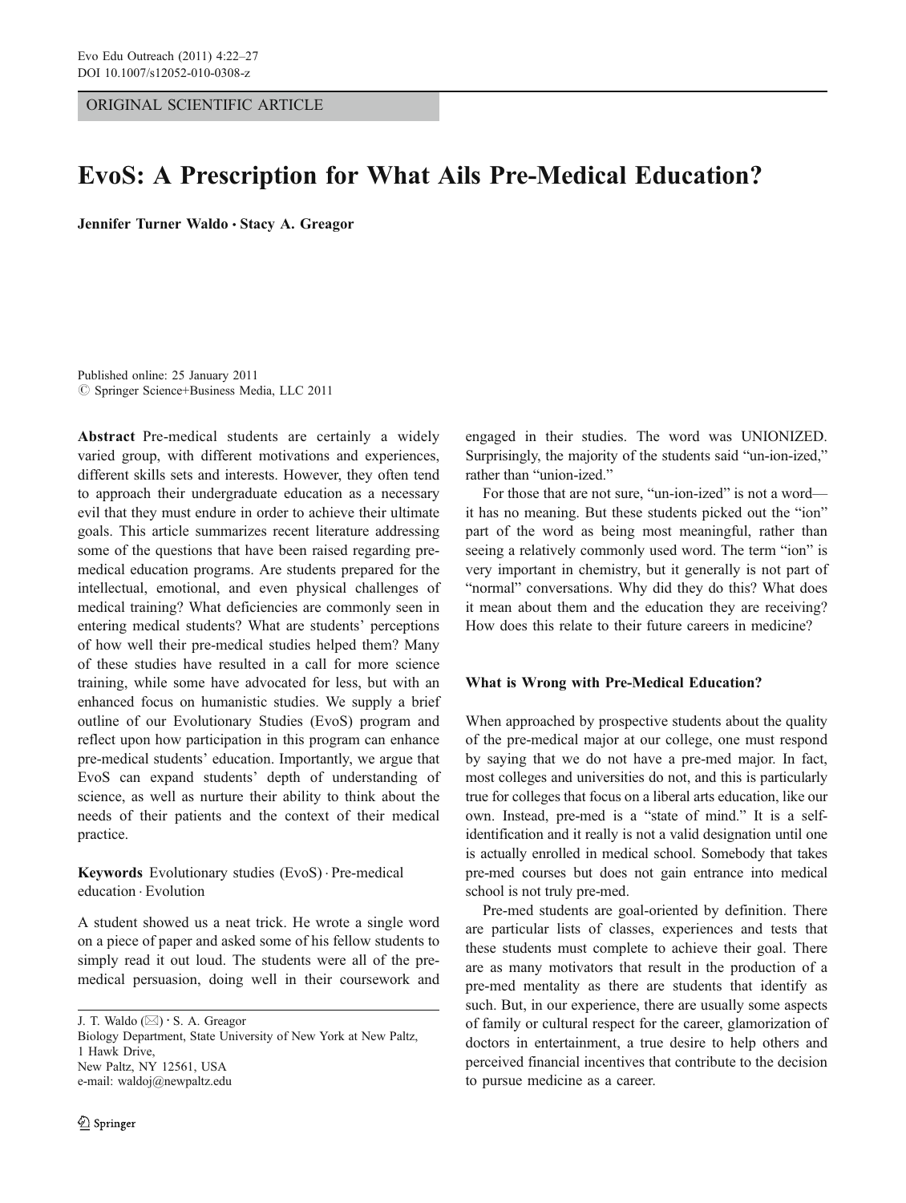ORIGINAL SCIENTIFIC ARTICLE

# EvoS: A Prescription for What Ails Pre-Medical Education?

**Jennifer Turner Waldo · Stacy A. Greagor**

Published online: 25 January 2011
© Springer Science+Business Media, LLC 2011

**Abstract** Pre-medical students are certainly a widely varied group, with different motivations and experiences, different skills sets and interests. However, they often tend to approach their undergraduate education as a necessary evil that they must endure in order to achieve their ultimate goals. This article summarizes recent literature addressing some of the questions that have been raised regarding pre-medical education programs. Are students prepared for the intellectual, emotional, and even physical challenges of medical training? What deficiencies are commonly seen in entering medical students? What are students' perceptions of how well their pre-medical studies helped them? Many of these studies have resulted in a call for more science training, while some have advocated for less, but with an enhanced focus on humanistic studies. We supply a brief outline of our Evolutionary Studies (EvoS) program and reflect upon how participation in this program can enhance pre-medical students' education. Importantly, we argue that EvoS can expand students' depth of understanding of science, as well as nurture their ability to think about the needs of their patients and the context of their medical practice.

**Keywords** Evolutionary studies (EvoS) · Pre-medical education · Evolution

A student showed us a neat trick. He wrote a single word on a piece of paper and asked some of his fellow students to simply read it out loud. The students were all of the pre-medical persuasion, doing well in their coursework and engaged in their studies. The word was UNIONIZED. Surprisingly, the majority of the students said "un-ion-ized," rather than "union-ized."

For those that are not sure, "un-ion-ized" is not a word—it has no meaning. But these students picked out the "ion" part of the word as being most meaningful, rather than seeing a relatively commonly used word. The term "ion" is very important in chemistry, but it generally is not part of "normal" conversations. Why did they do this? What does it mean about them and the education they are receiving? How does this relate to their future careers in medicine?

J. T. Waldo (✉) · S. A. Greagor
Biology Department, State University of New York at New Paltz,
1 Hawk Drive,
New Paltz, NY 12561, USA
e-mail: waldoj@newpaltz.edu

## What is Wrong with Pre-Medical Education?

When approached by prospective students about the quality of the pre-medical major at our college, one must respond by saying that we do not have a pre-med major. In fact, most colleges and universities do not, and this is particularly true for colleges that focus on a liberal arts education, like our own. Instead, pre-med is a "state of mind." It is a self-identification and it really is not a valid designation until one is actually enrolled in medical school. Somebody that takes pre-med courses but does not gain entrance into medical school is not truly pre-med.

Pre-med students are goal-oriented by definition. There are particular lists of classes, experiences and tests that these students must complete to achieve their goal. There are as many motivators that result in the production of a pre-med mentality as there are students that identify as such. But, in our experience, there are usually some aspects of family or cultural respect for the career, glamorization of doctors in entertainment, a true desire to help others and perceived financial incentives that contribute to the decision to pursue medicine as a career.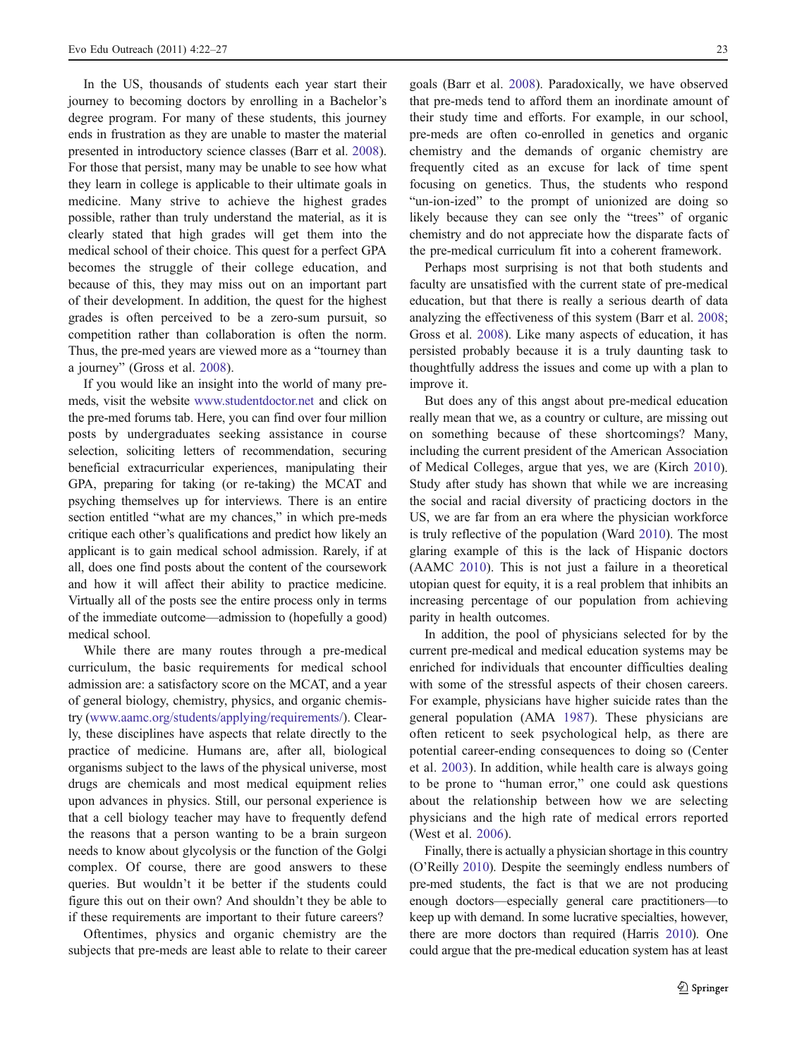In the US, thousands of students each year start their journey to becoming doctors by enrolling in a Bachelor's degree program. For many of these students, this journey ends in frustration as they are unable to master the material presented in introductory science classes (Barr et al. 2008). For those that persist, many may be unable to see how what they learn in college is applicable to their ultimate goals in medicine. Many strive to achieve the highest grades possible, rather than truly understand the material, as it is clearly stated that high grades will get them into the medical school of their choice. This quest for a perfect GPA becomes the struggle of their college education, and because of this, they may miss out on an important part of their development. In addition, the quest for the highest grades is often perceived to be a zero-sum pursuit, so competition rather than collaboration is often the norm. Thus, the pre-med years are viewed more as a "tourney than a journey" (Gross et al. 2008).

If you would like an insight into the world of many pre-meds, visit the website www.studentdoctor.net and click on the pre-med forums tab. Here, you can find over four million posts by undergraduates seeking assistance in course selection, soliciting letters of recommendation, securing beneficial extracurricular experiences, manipulating their GPA, preparing for taking (or re-taking) the MCAT and psyching themselves up for interviews. There is an entire section entitled "what are my chances," in which pre-meds critique each other's qualifications and predict how likely an applicant is to gain medical school admission. Rarely, if at all, does one find posts about the content of the coursework and how it will affect their ability to practice medicine. Virtually all of the posts see the entire process only in terms of the immediate outcome—admission to (hopefully a good) medical school.

While there are many routes through a pre-medical curriculum, the basic requirements for medical school admission are: a satisfactory score on the MCAT, and a year of general biology, chemistry, physics, and organic chemistry (www.aamc.org/students/applying/requirements/). Clearly, these disciplines have aspects that relate directly to the practice of medicine. Humans are, after all, biological organisms subject to the laws of the physical universe, most drugs are chemicals and most medical equipment relies upon advances in physics. Still, our personal experience is that a cell biology teacher may have to frequently defend the reasons that a person wanting to be a brain surgeon needs to know about glycolysis or the function of the Golgi complex. Of course, there are good answers to these queries. But wouldn't it be better if the students could figure this out on their own? And shouldn't they be able to if these requirements are important to their future careers?

Oftentimes, physics and organic chemistry are the subjects that pre-meds are least able to relate to their career goals (Barr et al. 2008). Paradoxically, we have observed that pre-meds tend to afford them an inordinate amount of their study time and efforts. For example, in our school, pre-meds are often co-enrolled in genetics and organic chemistry and the demands of organic chemistry are frequently cited as an excuse for lack of time spent focusing on genetics. Thus, the students who respond "un-ion-ized" to the prompt of unionized are doing so likely because they can see only the "trees" of organic chemistry and do not appreciate how the disparate facts of the pre-medical curriculum fit into a coherent framework.

Perhaps most surprising is not that both students and faculty are unsatisfied with the current state of pre-medical education, but that there is really a serious dearth of data analyzing the effectiveness of this system (Barr et al. 2008; Gross et al. 2008). Like many aspects of education, it has persisted probably because it is a truly daunting task to thoughtfully address the issues and come up with a plan to improve it.

But does any of this angst about pre-medical education really mean that we, as a country or culture, are missing out on something because of these shortcomings? Many, including the current president of the American Association of Medical Colleges, argue that yes, we are (Kirch 2010). Study after study has shown that while we are increasing the social and racial diversity of practicing doctors in the US, we are far from an era where the physician workforce is truly reflective of the population (Ward 2010). The most glaring example of this is the lack of Hispanic doctors (AAMC 2010). This is not just a failure in a theoretical utopian quest for equity, it is a real problem that inhibits an increasing percentage of our population from achieving parity in health outcomes.

In addition, the pool of physicians selected for by the current pre-medical and medical education systems may be enriched for individuals that encounter difficulties dealing with some of the stressful aspects of their chosen careers. For example, physicians have higher suicide rates than the general population (AMA 1987). These physicians are often reticent to seek psychological help, as there are potential career-ending consequences to doing so (Center et al. 2003). In addition, while health care is always going to be prone to "human error," one could ask questions about the relationship between how we are selecting physicians and the high rate of medical errors reported (West et al. 2006).

Finally, there is actually a physician shortage in this country (O'Reilly 2010). Despite the seemingly endless numbers of pre-med students, the fact is that we are not producing enough doctors—especially general care practitioners—to keep up with demand. In some lucrative specialties, however, there are more doctors than required (Harris 2010). One could argue that the pre-medical education system has at least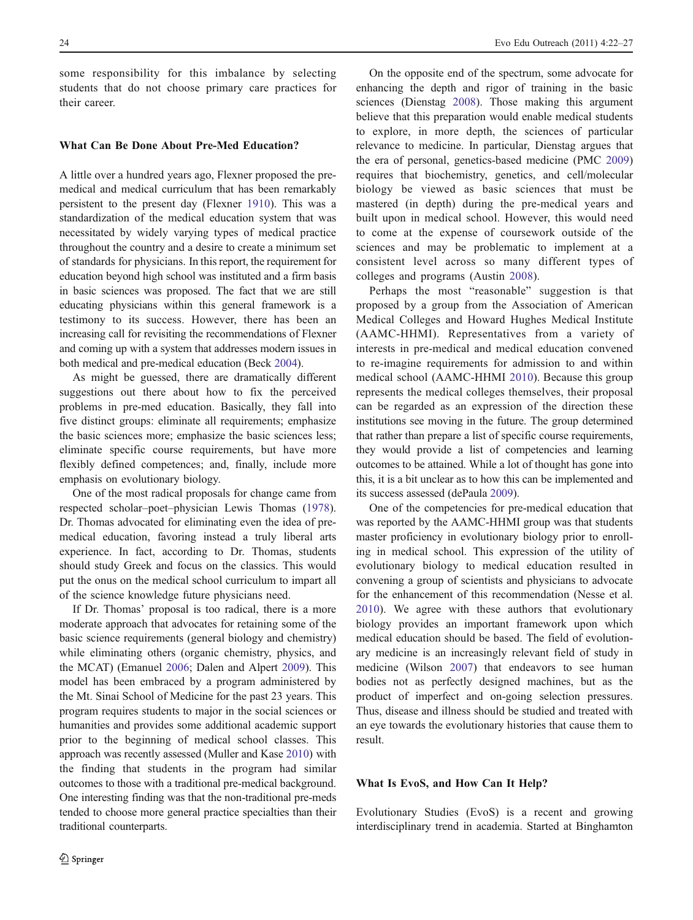some responsibility for this imbalance by selecting students that do not choose primary care practices for their career.

## What Can Be Done About Pre-Med Education?

A little over a hundred years ago, Flexner proposed the pre-medical and medical curriculum that has been remarkably persistent to the present day (Flexner 1910). This was a standardization of the medical education system that was necessitated by widely varying types of medical practice throughout the country and a desire to create a minimum set of standards for physicians. In this report, the requirement for education beyond high school was instituted and a firm basis in basic sciences was proposed. The fact that we are still educating physicians within this general framework is a testimony to its success. However, there has been an increasing call for revisiting the recommendations of Flexner and coming up with a system that addresses modern issues in both medical and pre-medical education (Beck 2004).

As might be guessed, there are dramatically different suggestions out there about how to fix the perceived problems in pre-med education. Basically, they fall into five distinct groups: eliminate all requirements; emphasize the basic sciences more; emphasize the basic sciences less; eliminate specific course requirements, but have more flexibly defined competences; and, finally, include more emphasis on evolutionary biology.

One of the most radical proposals for change came from respected scholar–poet–physician Lewis Thomas (1978). Dr. Thomas advocated for eliminating even the idea of pre-medical education, favoring instead a truly liberal arts experience. In fact, according to Dr. Thomas, students should study Greek and focus on the classics. This would put the onus on the medical school curriculum to impart all of the science knowledge future physicians need.

If Dr. Thomas' proposal is too radical, there is a more moderate approach that advocates for retaining some of the basic science requirements (general biology and chemistry) while eliminating others (organic chemistry, physics, and the MCAT) (Emanuel 2006; Dalen and Alpert 2009). This model has been embraced by a program administered by the Mt. Sinai School of Medicine for the past 23 years. This program requires students to major in the social sciences or humanities and provides some additional academic support prior to the beginning of medical school classes. This approach was recently assessed (Muller and Kase 2010) with the finding that students in the program had similar outcomes to those with a traditional pre-medical background. One interesting finding was that the non-traditional pre-meds tended to choose more general practice specialties than their traditional counterparts.

On the opposite end of the spectrum, some advocate for enhancing the depth and rigor of training in the basic sciences (Dienstag 2008). Those making this argument believe that this preparation would enable medical students to explore, in more depth, the sciences of particular relevance to medicine. In particular, Dienstag argues that the era of personal, genetics-based medicine (PMC 2009) requires that biochemistry, genetics, and cell/molecular biology be viewed as basic sciences that must be mastered (in depth) during the pre-medical years and built upon in medical school. However, this would need to come at the expense of coursework outside of the sciences and may be problematic to implement at a consistent level across so many different types of colleges and programs (Austin 2008).

Perhaps the most "reasonable" suggestion is that proposed by a group from the Association of American Medical Colleges and Howard Hughes Medical Institute (AAMC-HHMI). Representatives from a variety of interests in pre-medical and medical education convened to re-imagine requirements for admission to and within medical school (AAMC-HHMI 2010). Because this group represents the medical colleges themselves, their proposal can be regarded as an expression of the direction these institutions see moving in the future. The group determined that rather than prepare a list of specific course requirements, they would provide a list of competencies and learning outcomes to be attained. While a lot of thought has gone into this, it is a bit unclear as to how this can be implemented and its success assessed (dePaula 2009).

One of the competencies for pre-medical education that was reported by the AAMC-HHMI group was that students master proficiency in evolutionary biology prior to enrolling in medical school. This expression of the utility of evolutionary biology to medical education resulted in convening a group of scientists and physicians to advocate for the enhancement of this recommendation (Nesse et al. 2010). We agree with these authors that evolutionary biology provides an important framework upon which medical education should be based. The field of evolutionary medicine is an increasingly relevant field of study in medicine (Wilson 2007) that endeavors to see human bodies not as perfectly designed machines, but as the product of imperfect and on-going selection pressures. Thus, disease and illness should be studied and treated with an eye towards the evolutionary histories that cause them to result.

## What Is EvoS, and How Can It Help?

Evolutionary Studies (EvoS) is a recent and growing interdisciplinary trend in academia. Started at Binghamton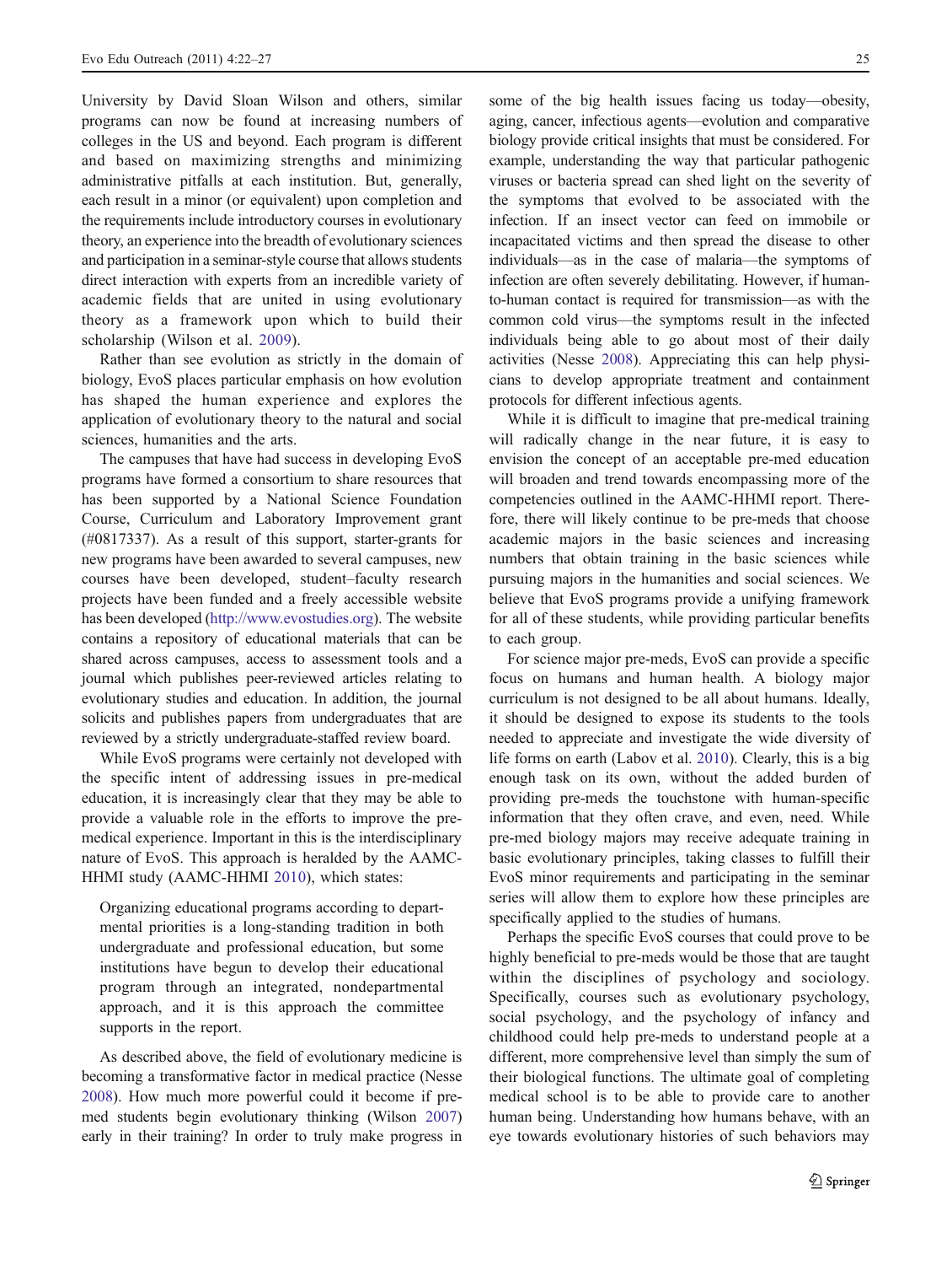University by David Sloan Wilson and others, similar programs can now be found at increasing numbers of colleges in the US and beyond. Each program is different and based on maximizing strengths and minimizing administrative pitfalls at each institution. But, generally, each result in a minor (or equivalent) upon completion and the requirements include introductory courses in evolutionary theory, an experience into the breadth of evolutionary sciences and participation in a seminar-style course that allows students direct interaction with experts from an incredible variety of academic fields that are united in using evolutionary theory as a framework upon which to build their scholarship (Wilson et al. 2009).

Rather than see evolution as strictly in the domain of biology, EvoS places particular emphasis on how evolution has shaped the human experience and explores the application of evolutionary theory to the natural and social sciences, humanities and the arts.

The campuses that have had success in developing EvoS programs have formed a consortium to share resources that has been supported by a National Science Foundation Course, Curriculum and Laboratory Improvement grant (#0817337). As a result of this support, starter-grants for new programs have been awarded to several campuses, new courses have been developed, student–faculty research projects have been funded and a freely accessible website has been developed (http://www.evostudies.org). The website contains a repository of educational materials that can be shared across campuses, access to assessment tools and a journal which publishes peer-reviewed articles relating to evolutionary studies and education. In addition, the journal solicits and publishes papers from undergraduates that are reviewed by a strictly undergraduate-staffed review board.

While EvoS programs were certainly not developed with the specific intent of addressing issues in pre-medical education, it is increasingly clear that they may be able to provide a valuable role in the efforts to improve the pre-medical experience. Important in this is the interdisciplinary nature of EvoS. This approach is heralded by the AAMC-HHMI study (AAMC-HHMI 2010), which states:

> Organizing educational programs according to departmental priorities is a long-standing tradition in both undergraduate and professional education, but some institutions have begun to develop their educational program through an integrated, nondepartmental approach, and it is this approach the committee supports in the report.

As described above, the field of evolutionary medicine is becoming a transformative factor in medical practice (Nesse 2008). How much more powerful could it become if pre-med students begin evolutionary thinking (Wilson 2007) early in their training? In order to truly make progress in some of the big health issues facing us today—obesity, aging, cancer, infectious agents—evolution and comparative biology provide critical insights that must be considered. For example, understanding the way that particular pathogenic viruses or bacteria spread can shed light on the severity of the symptoms that evolved to be associated with the infection. If an insect vector can feed on immobile or incapacitated victims and then spread the disease to other individuals—as in the case of malaria—the symptoms of infection are often severely debilitating. However, if human-to-human contact is required for transmission—as with the common cold virus—the symptoms result in the infected individuals being able to go about most of their daily activities (Nesse 2008). Appreciating this can help physicians to develop appropriate treatment and containment protocols for different infectious agents.

While it is difficult to imagine that pre-medical training will radically change in the near future, it is easy to envision the concept of an acceptable pre-med education will broaden and trend towards encompassing more of the competencies outlined in the AAMC-HHMI report. Therefore, there will likely continue to be pre-meds that choose academic majors in the basic sciences and increasing numbers that obtain training in the basic sciences while pursuing majors in the humanities and social sciences. We believe that EvoS programs provide a unifying framework for all of these students, while providing particular benefits to each group.

For science major pre-meds, EvoS can provide a specific focus on humans and human health. A biology major curriculum is not designed to be all about humans. Ideally, it should be designed to expose its students to the tools needed to appreciate and investigate the wide diversity of life forms on earth (Labov et al. 2010). Clearly, this is a big enough task on its own, without the added burden of providing pre-meds the touchstone with human-specific information that they often crave, and even, need. While pre-med biology majors may receive adequate training in basic evolutionary principles, taking classes to fulfill their EvoS minor requirements and participating in the seminar series will allow them to explore how these principles are specifically applied to the studies of humans.

Perhaps the specific EvoS courses that could prove to be highly beneficial to pre-meds would be those that are taught within the disciplines of psychology and sociology. Specifically, courses such as evolutionary psychology, social psychology, and the psychology of infancy and childhood could help pre-meds to understand people at a different, more comprehensive level than simply the sum of their biological functions. The ultimate goal of completing medical school is to be able to provide care to another human being. Understanding how humans behave, with an eye towards evolutionary histories of such behaviors may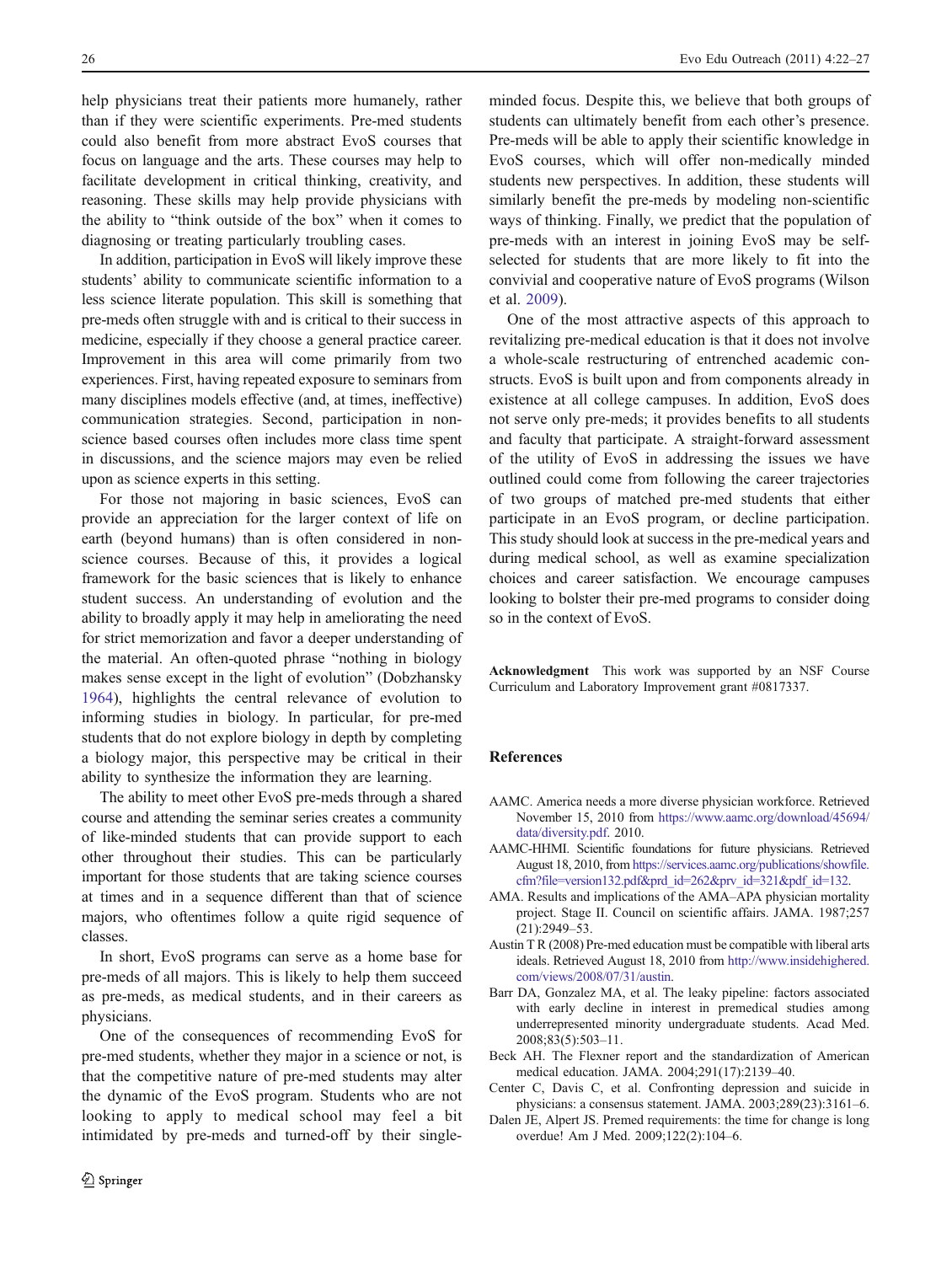help physicians treat their patients more humanely, rather than if they were scientific experiments. Pre-med students could also benefit from more abstract EvoS courses that focus on language and the arts. These courses may help to facilitate development in critical thinking, creativity, and reasoning. These skills may help provide physicians with the ability to "think outside of the box" when it comes to diagnosing or treating particularly troubling cases.

In addition, participation in EvoS will likely improve these students' ability to communicate scientific information to a less science literate population. This skill is something that pre-meds often struggle with and is critical to their success in medicine, especially if they choose a general practice career. Improvement in this area will come primarily from two experiences. First, having repeated exposure to seminars from many disciplines models effective (and, at times, ineffective) communication strategies. Second, participation in non-science based courses often includes more class time spent in discussions, and the science majors may even be relied upon as science experts in this setting.

For those not majoring in basic sciences, EvoS can provide an appreciation for the larger context of life on earth (beyond humans) than is often considered in non-science courses. Because of this, it provides a logical framework for the basic sciences that is likely to enhance student success. An understanding of evolution and the ability to broadly apply it may help in ameliorating the need for strict memorization and favor a deeper understanding of the material. An often-quoted phrase "nothing in biology makes sense except in the light of evolution" (Dobzhansky 1964), highlights the central relevance of evolution to informing studies in biology. In particular, for pre-med students that do not explore biology in depth by completing a biology major, this perspective may be critical in their ability to synthesize the information they are learning.

The ability to meet other EvoS pre-meds through a shared course and attending the seminar series creates a community of like-minded students that can provide support to each other throughout their studies. This can be particularly important for those students that are taking science courses at times and in a sequence different than that of science majors, who oftentimes follow a quite rigid sequence of classes.

In short, EvoS programs can serve as a home base for pre-meds of all majors. This is likely to help them succeed as pre-meds, as medical students, and in their careers as physicians.

One of the consequences of recommending EvoS for pre-med students, whether they major in a science or not, is that the competitive nature of pre-med students may alter the dynamic of the EvoS program. Students who are not looking to apply to medical school may feel a bit intimidated by pre-meds and turned-off by their single-minded focus. Despite this, we believe that both groups of students can ultimately benefit from each other's presence. Pre-meds will be able to apply their scientific knowledge in EvoS courses, which will offer non-medically minded students new perspectives. In addition, these students will similarly benefit the pre-meds by modeling non-scientific ways of thinking. Finally, we predict that the population of pre-meds with an interest in joining EvoS may be self-selected for students that are more likely to fit into the convivial and cooperative nature of EvoS programs (Wilson et al. 2009).

One of the most attractive aspects of this approach to revitalizing pre-medical education is that it does not involve a whole-scale restructuring of entrenched academic constructs. EvoS is built upon and from components already in existence at all college campuses. In addition, EvoS does not serve only pre-meds; it provides benefits to all students and faculty that participate. A straight-forward assessment of the utility of EvoS in addressing the issues we have outlined could come from following the career trajectories of two groups of matched pre-med students that either participate in an EvoS program, or decline participation. This study should look at success in the pre-medical years and during medical school, as well as examine specialization choices and career satisfaction. We encourage campuses looking to bolster their pre-med programs to consider doing so in the context of EvoS.

**Acknowledgment** This work was supported by an NSF Course Curriculum and Laboratory Improvement grant #0817337.

## References

AAMC. America needs a more diverse physician workforce. Retrieved November 15, 2010 from https://www.aamc.org/download/45694/data/diversity.pdf. 2010.

AAMC-HHMI. Scientific foundations for future physicians. Retrieved August 18, 2010, from https://services.aamc.org/publications/showfile.cfm?file=version132.pdf&prd_id=262&prv_id=321&pdf_id=132.

AMA. Results and implications of the AMA–APA physician mortality project. Stage II. Council on scientific affairs. JAMA. 1987;257(21):2949–53.

Austin T R (2008) Pre-med education must be compatible with liberal arts ideals. Retrieved August 18, 2010 from http://www.insidehighered.com/views/2008/07/31/austin.

Barr DA, Gonzalez MA, et al. The leaky pipeline: factors associated with early decline in interest in premedical studies among underrepresented minority undergraduate students. Acad Med. 2008;83(5):503–11.

Beck AH. The Flexner report and the standardization of American medical education. JAMA. 2004;291(17):2139–40.

Center C, Davis C, et al. Confronting depression and suicide in physicians: a consensus statement. JAMA. 2003;289(23):3161–6.

Dalen JE, Alpert JS. Premed requirements: the time for change is long overdue! Am J Med. 2009;122(2):104–6.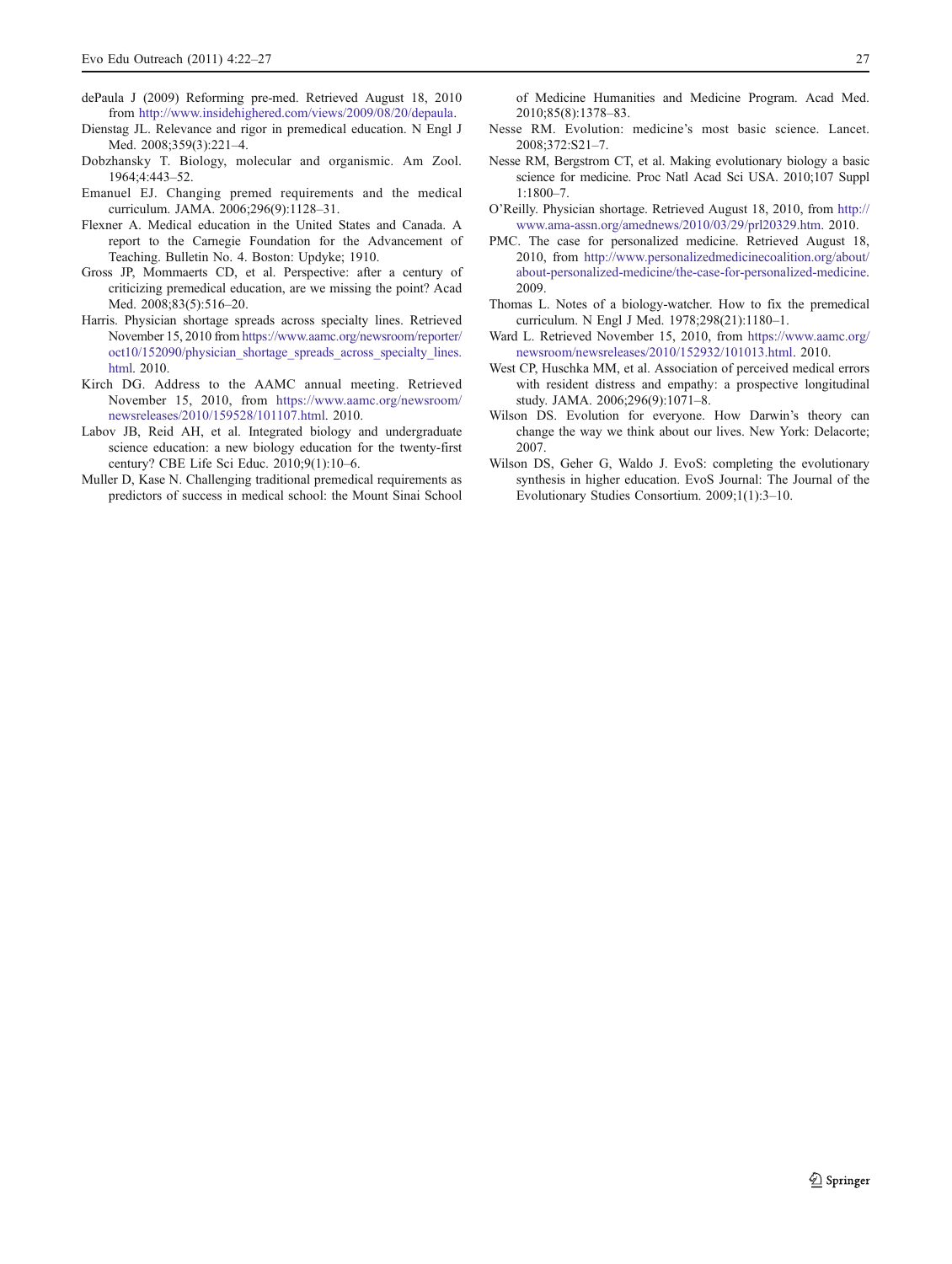dePaula J (2009) Reforming pre-med. Retrieved August 18, 2010 from http://www.insidehighered.com/views/2009/08/20/depaula.

Dienstag JL. Relevance and rigor in premedical education. N Engl J Med. 2008;359(3):221–4.

Dobzhansky T. Biology, molecular and organismic. Am Zool. 1964;4:443–52.

Emanuel EJ. Changing premed requirements and the medical curriculum. JAMA. 2006;296(9):1128–31.

Flexner A. Medical education in the United States and Canada. A report to the Carnegie Foundation for the Advancement of Teaching. Bulletin No. 4. Boston: Updyke; 1910.

Gross JP, Mommaerts CD, et al. Perspective: after a century of criticizing premedical education, are we missing the point? Acad Med. 2008;83(5):516–20.

Harris. Physician shortage spreads across specialty lines. Retrieved November 15, 2010 from https://www.aamc.org/newsroom/reporter/oct10/152090/physician_shortage_spreads_across_specialty_lines.html. 2010.

Kirch DG. Address to the AAMC annual meeting. Retrieved November 15, 2010, from https://www.aamc.org/newsroom/newsreleases/2010/159528/101107.html. 2010.

Labov JB, Reid AH, et al. Integrated biology and undergraduate science education: a new biology education for the twenty-first century? CBE Life Sci Educ. 2010;9(1):10–6.

Muller D, Kase N. Challenging traditional premedical requirements as predictors of success in medical school: the Mount Sinai School of Medicine Humanities and Medicine Program. Acad Med. 2010;85(8):1378–83.

Nesse RM. Evolution: medicine's most basic science. Lancet. 2008;372:S21–7.

Nesse RM, Bergstrom CT, et al. Making evolutionary biology a basic science for medicine. Proc Natl Acad Sci USA. 2010;107 Suppl 1:1800–7.

O'Reilly. Physician shortage. Retrieved August 18, 2010, from http://www.ama-assn.org/amednews/2010/03/29/prl20329.htm. 2010.

PMC. The case for personalized medicine. Retrieved August 18, 2010, from http://www.personalizedmedicinecoalition.org/about/about-personalized-medicine/the-case-for-personalized-medicine. 2009.

Thomas L. Notes of a biology-watcher. How to fix the premedical curriculum. N Engl J Med. 1978;298(21):1180–1.

Ward L. Retrieved November 15, 2010, from https://www.aamc.org/newsroom/newsreleases/2010/152932/101013.html. 2010.

West CP, Huschka MM, et al. Association of perceived medical errors with resident distress and empathy: a prospective longitudinal study. JAMA. 2006;296(9):1071–8.

Wilson DS. Evolution for everyone. How Darwin's theory can change the way we think about our lives. New York: Delacorte; 2007.

Wilson DS, Geher G, Waldo J. EvoS: completing the evolutionary synthesis in higher education. EvoS Journal: The Journal of the Evolutionary Studies Consortium. 2009;1(1):3–10.